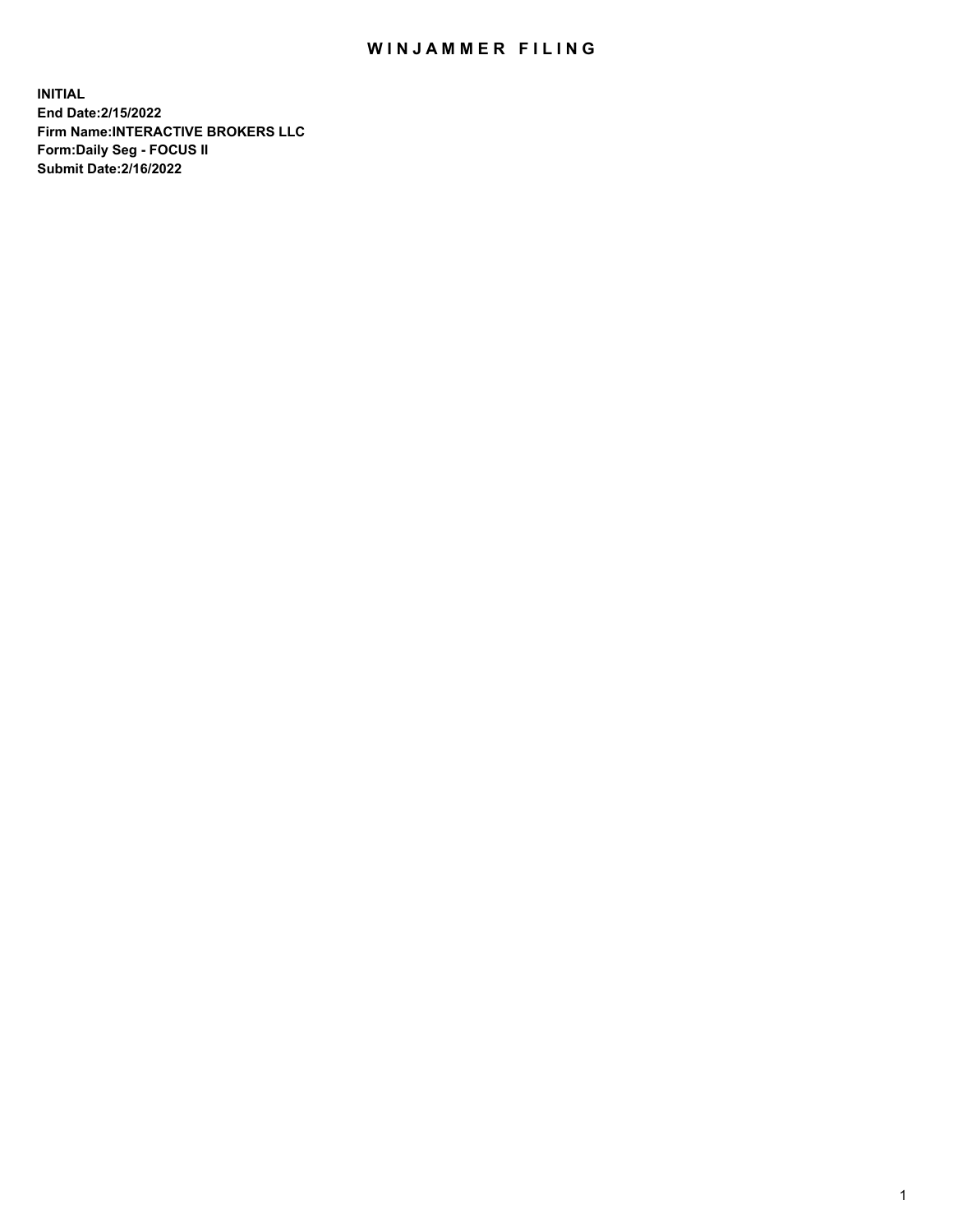# WINJAMMER FILING

**INITIAL**
**End Date:2/15/2022**
**Firm Name:INTERACTIVE BROKERS LLC**
**Form:Daily Seg - FOCUS II**
**Submit Date:2/16/2022**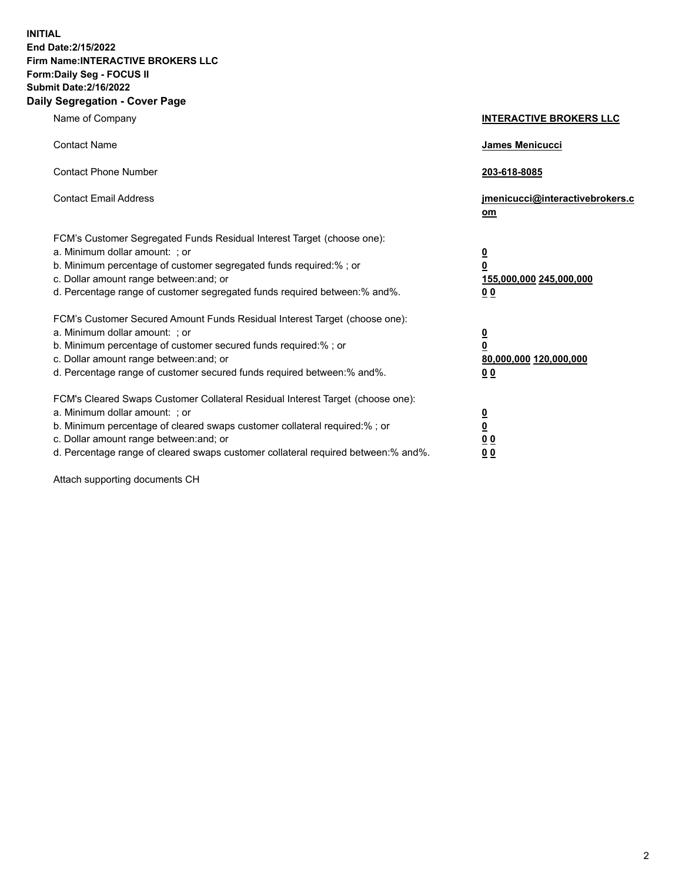**INITIAL**
**End Date:2/15/2022**
**Firm Name:INTERACTIVE BROKERS LLC**
**Form:Daily Seg - FOCUS II**
**Submit Date:2/16/2022**
**Daily Segregation - Cover Page**

| | |
|---|---|
| Name of Company | **INTERACTIVE BROKERS LLC** |
| Contact Name | **James Menicucci** |
| Contact Phone Number | **203-618-8085** |
| Contact Email Address | **jmenicucci@interactivebrokers.com** |

FCM's Customer Segregated Funds Residual Interest Target (choose one):

| | |
|---|---|
| a. Minimum dollar amount: ; or | **0** |
| b. Minimum percentage of customer segregated funds required:% ; or | **0** |
| c. Dollar amount range between:and; or | **155,000,000 245,000,000** |
| d. Percentage range of customer segregated funds required between:% and%. | **0 0** |

FCM's Customer Secured Amount Funds Residual Interest Target (choose one):

| | |
|---|---|
| a. Minimum dollar amount: ; or | **0** |
| b. Minimum percentage of customer secured funds required:% ; or | **0** |
| c. Dollar amount range between:and; or | **80,000,000 120,000,000** |
| d. Percentage range of customer secured funds required between:% and%. | **0 0** |

FCM's Cleared Swaps Customer Collateral Residual Interest Target (choose one):

| | |
|---|---|
| a. Minimum dollar amount: ; or | **0** |
| b. Minimum percentage of cleared swaps customer collateral required:% ; or | **0** |
| c. Dollar amount range between:and; or | **0 0** |
| d. Percentage range of cleared swaps customer collateral required between:% and%. | **0 0** |

Attach supporting documents CH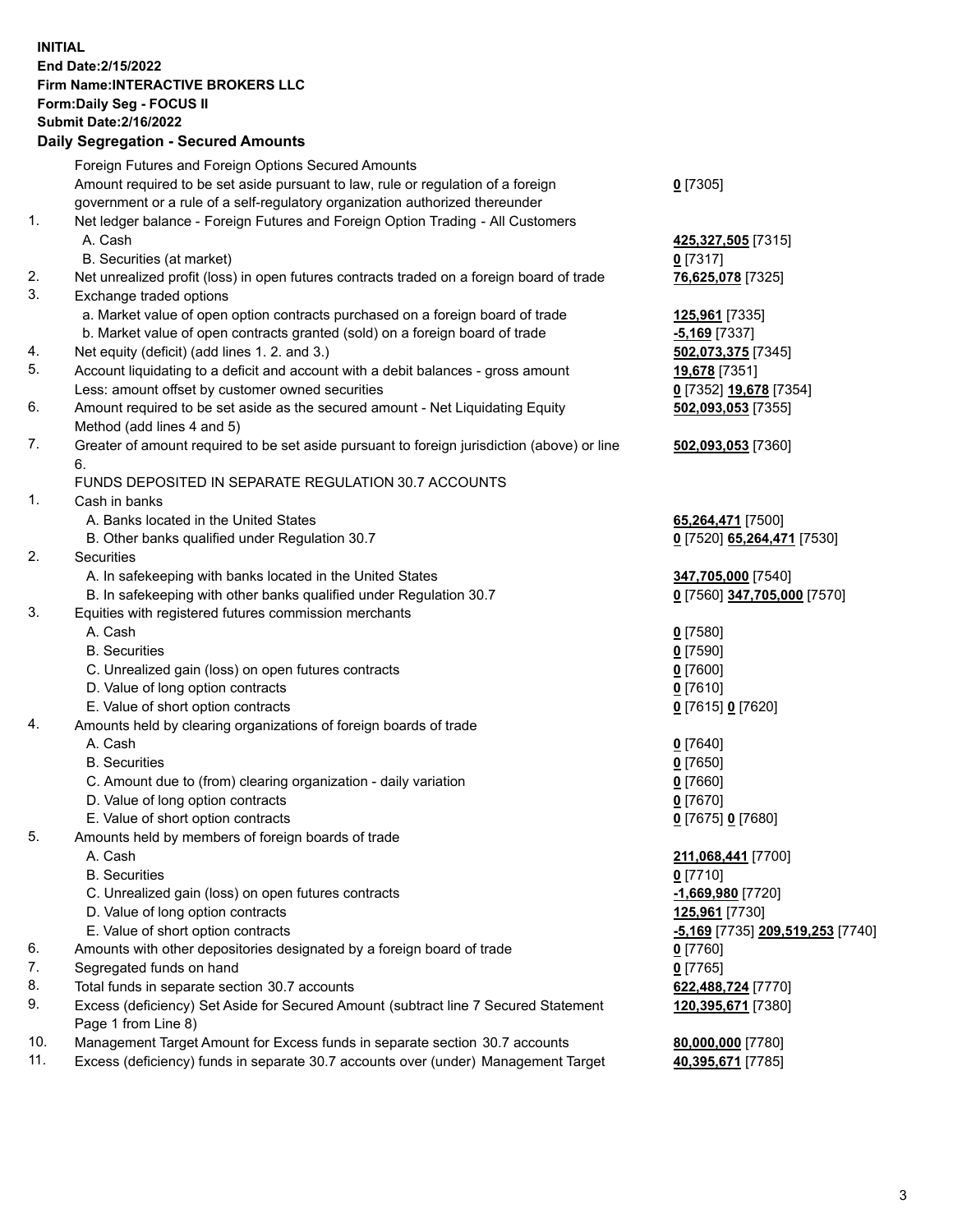**INITIAL**
**End Date:2/15/2022**
**Firm Name:INTERACTIVE BROKERS LLC**
**Form:Daily Seg - FOCUS II**
**Submit Date:2/16/2022**

## Daily Segregation - Secured Amounts

| | | |
|---|---|---|
| | Foreign Futures and Foreign Options Secured Amounts | |
| | Amount required to be set aside pursuant to law, rule or regulation of a foreign government or a rule of a self-regulatory organization authorized thereunder | **0** [7305] |
| 1. | Net ledger balance - Foreign Futures and Foreign Option Trading - All Customers | |
| | A. Cash | **425,327,505** [7315] |
| | B. Securities (at market) | **0** [7317] |
| 2. | Net unrealized profit (loss) in open futures contracts traded on a foreign board of trade | **76,625,078** [7325] |
| 3. | Exchange traded options | |
| | a. Market value of open option contracts purchased on a foreign board of trade | **125,961** [7335] |
| | b. Market value of open contracts granted (sold) on a foreign board of trade | **-5,169** [7337] |
| 4. | Net equity (deficit) (add lines 1. 2. and 3.) | **502,073,375** [7345] |
| 5. | Account liquidating to a deficit and account with a debit balances - gross amount | **19,678** [7351] |
| | Less: amount offset by customer owned securities | **0** [7352] **19,678** [7354] |
| 6. | Amount required to be set aside as the secured amount - Net Liquidating Equity Method (add lines 4 and 5) | **502,093,053** [7355] |
| 7. | Greater of amount required to be set aside pursuant to foreign jurisdiction (above) or line 6. | **502,093,053** [7360] |
| | FUNDS DEPOSITED IN SEPARATE REGULATION 30.7 ACCOUNTS | |
| 1. | Cash in banks | |
| | A. Banks located in the United States | **65,264,471** [7500] |
| | B. Other banks qualified under Regulation 30.7 | **0** [7520] **65,264,471** [7530] |
| 2. | Securities | |
| | A. In safekeeping with banks located in the United States | **347,705,000** [7540] |
| | B. In safekeeping with other banks qualified under Regulation 30.7 | **0** [7560] **347,705,000** [7570] |
| 3. | Equities with registered futures commission merchants | |
| | A. Cash | **0** [7580] |
| | B. Securities | **0** [7590] |
| | C. Unrealized gain (loss) on open futures contracts | **0** [7600] |
| | D. Value of long option contracts | **0** [7610] |
| | E. Value of short option contracts | **0** [7615] **0** [7620] |
| 4. | Amounts held by clearing organizations of foreign boards of trade | |
| | A. Cash | **0** [7640] |
| | B. Securities | **0** [7650] |
| | C. Amount due to (from) clearing organization - daily variation | **0** [7660] |
| | D. Value of long option contracts | **0** [7670] |
| | E. Value of short option contracts | **0** [7675] **0** [7680] |
| 5. | Amounts held by members of foreign boards of trade | |
| | A. Cash | **211,068,441** [7700] |
| | B. Securities | **0** [7710] |
| | C. Unrealized gain (loss) on open futures contracts | **-1,669,980** [7720] |
| | D. Value of long option contracts | **125,961** [7730] |
| | E. Value of short option contracts | **-5,169** [7735] **209,519,253** [7740] |
| 6. | Amounts with other depositories designated by a foreign board of trade | **0** [7760] |
| 7. | Segregated funds on hand | **0** [7765] |
| 8. | Total funds in separate section 30.7 accounts | **622,488,724** [7770] |
| 9. | Excess (deficiency) Set Aside for Secured Amount (subtract line 7 Secured Statement Page 1 from Line 8) | **120,395,671** [7380] |
| 10. | Management Target Amount for Excess funds in separate section 30.7 accounts | **80,000,000** [7780] |
| 11. | Excess (deficiency) funds in separate 30.7 accounts over (under) Management Target | **40,395,671** [7785] |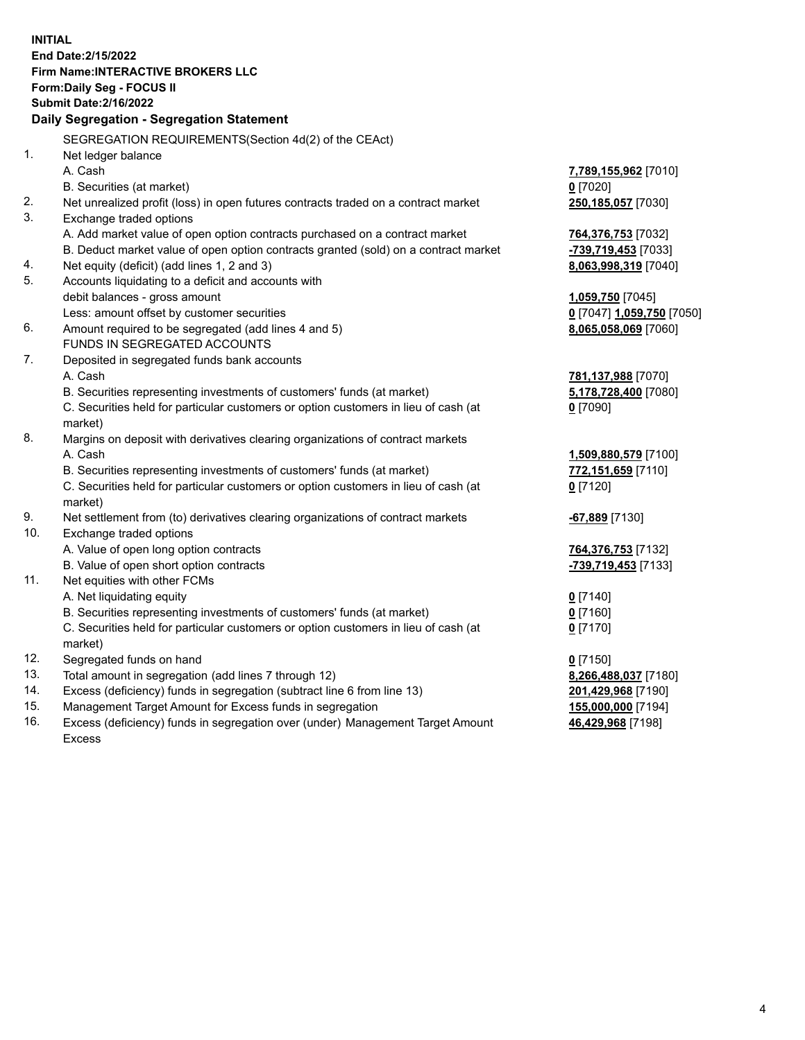**INITIAL**
**End Date:2/15/2022**
**Firm Name:INTERACTIVE BROKERS LLC**
**Form:Daily Seg - FOCUS II**
**Submit Date:2/16/2022**

## Daily Segregation - Segregation Statement

SEGREGATION REQUIREMENTS(Section 4d(2) of the CEAct)

| | | |
|---|---|---|
| 1. | Net ledger balance | |
| | A. Cash | **7,789,155,962** [7010] |
| | B. Securities (at market) | **0** [7020] |
| 2. | Net unrealized profit (loss) in open futures contracts traded on a contract market | **250,185,057** [7030] |
| 3. | Exchange traded options | |
| | A. Add market value of open option contracts purchased on a contract market | **764,376,753** [7032] |
| | B. Deduct market value of open option contracts granted (sold) on a contract market | **-739,719,453** [7033] |
| 4. | Net equity (deficit) (add lines 1, 2 and 3) | **8,063,998,319** [7040] |
| 5. | Accounts liquidating to a deficit and accounts with | |
| | debit balances - gross amount | **1,059,750** [7045] |
| | Less: amount offset by customer securities | **0** [7047] **1,059,750** [7050] |
| 6. | Amount required to be segregated (add lines 4 and 5) | **8,065,058,069** [7060] |
| | FUNDS IN SEGREGATED ACCOUNTS | |
| 7. | Deposited in segregated funds bank accounts | |
| | A. Cash | **781,137,988** [7070] |
| | B. Securities representing investments of customers' funds (at market) | **5,178,728,400** [7080] |
| | C. Securities held for particular customers or option customers in lieu of cash (at market) | **0** [7090] |
| 8. | Margins on deposit with derivatives clearing organizations of contract markets | |
| | A. Cash | **1,509,880,579** [7100] |
| | B. Securities representing investments of customers' funds (at market) | **772,151,659** [7110] |
| | C. Securities held for particular customers or option customers in lieu of cash (at market) | **0** [7120] |
| 9. | Net settlement from (to) derivatives clearing organizations of contract markets | **-67,889** [7130] |
| 10. | Exchange traded options | |
| | A. Value of open long option contracts | **764,376,753** [7132] |
| | B. Value of open short option contracts | **-739,719,453** [7133] |
| 11. | Net equities with other FCMs | |
| | A. Net liquidating equity | **0** [7140] |
| | B. Securities representing investments of customers' funds (at market) | **0** [7160] |
| | C. Securities held for particular customers or option customers in lieu of cash (at market) | **0** [7170] |
| 12. | Segregated funds on hand | **0** [7150] |
| 13. | Total amount in segregation (add lines 7 through 12) | **8,266,488,037** [7180] |
| 14. | Excess (deficiency) funds in segregation (subtract line 6 from line 13) | **201,429,968** [7190] |
| 15. | Management Target Amount for Excess funds in segregation | **155,000,000** [7194] |
| 16. | Excess (deficiency) funds in segregation over (under) Management Target Amount Excess | **46,429,968** [7198] |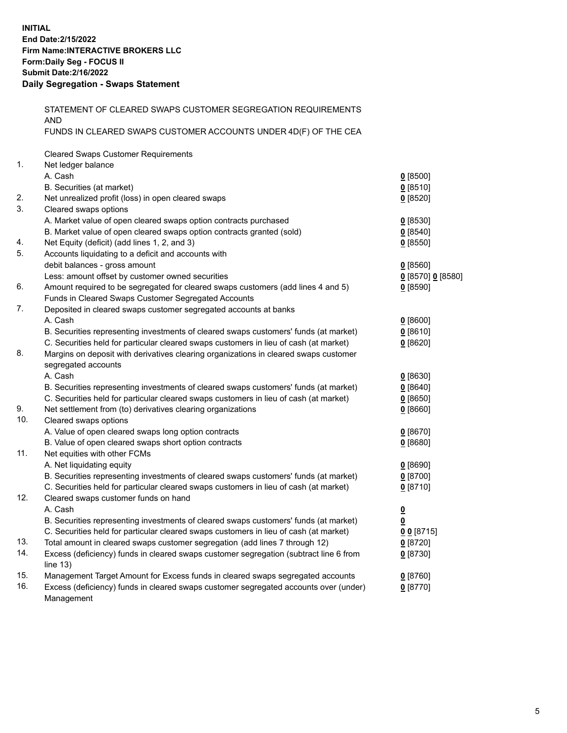**INITIAL**
**End Date:2/15/2022**
**Firm Name:INTERACTIVE BROKERS LLC**
**Form:Daily Seg - FOCUS II**
**Submit Date:2/16/2022**
**Daily Segregation - Swaps Statement**

STATEMENT OF CLEARED SWAPS CUSTOMER SEGREGATION REQUIREMENTS AND FUNDS IN CLEARED SWAPS CUSTOMER ACCOUNTS UNDER 4D(F) OF THE CEA

| | | |
|---|---|---|
| | Cleared Swaps Customer Requirements | |
| 1. | Net ledger balance | |
| | A. Cash | 0 [8500] |
| | B. Securities (at market) | 0 [8510] |
| 2. | Net unrealized profit (loss) in open cleared swaps | 0 [8520] |
| 3. | Cleared swaps options | |
| | A. Market value of open cleared swaps option contracts purchased | 0 [8530] |
| | B. Market value of open cleared swaps option contracts granted (sold) | 0 [8540] |
| 4. | Net Equity (deficit) (add lines 1, 2, and 3) | 0 [8550] |
| 5. | Accounts liquidating to a deficit and accounts with debit balances - gross amount | 0 [8560] |
| | Less: amount offset by customer owned securities | 0 [8570] 0 [8580] |
| 6. | Amount required to be segregated for cleared swaps customers (add lines 4 and 5) | 0 [8590] |
| | Funds in Cleared Swaps Customer Segregated Accounts | |
| 7. | Deposited in cleared swaps customer segregated accounts at banks | |
| | A. Cash | 0 [8600] |
| | B. Securities representing investments of cleared swaps customers' funds (at market) | 0 [8610] |
| | C. Securities held for particular cleared swaps customers in lieu of cash (at market) | 0 [8620] |
| 8. | Margins on deposit with derivatives clearing organizations in cleared swaps customer segregated accounts | |
| | A. Cash | 0 [8630] |
| | B. Securities representing investments of cleared swaps customers' funds (at market) | 0 [8640] |
| | C. Securities held for particular cleared swaps customers in lieu of cash (at market) | 0 [8650] |
| 9. | Net settlement from (to) derivatives clearing organizations | 0 [8660] |
| 10. | Cleared swaps options | |
| | A. Value of open cleared swaps long option contracts | 0 [8670] |
| | B. Value of open cleared swaps short option contracts | 0 [8680] |
| 11. | Net equities with other FCMs | |
| | A. Net liquidating equity | 0 [8690] |
| | B. Securities representing investments of cleared swaps customers' funds (at market) | 0 [8700] |
| | C. Securities held for particular cleared swaps customers in lieu of cash (at market) | 0 [8710] |
| 12. | Cleared swaps customer funds on hand | |
| | A. Cash | 0 |
| | B. Securities representing investments of cleared swaps customers' funds (at market) | 0 |
| | C. Securities held for particular cleared swaps customers in lieu of cash (at market) | 0 0 [8715] |
| 13. | Total amount in cleared swaps customer segregation (add lines 7 through 12) | 0 [8720] |
| 14. | Excess (deficiency) funds in cleared swaps customer segregation (subtract line 6 from line 13) | 0 [8730] |
| 15. | Management Target Amount for Excess funds in cleared swaps segregated accounts | 0 [8760] |
| 16. | Excess (deficiency) funds in cleared swaps customer segregated accounts over (under) Management | 0 [8770] |